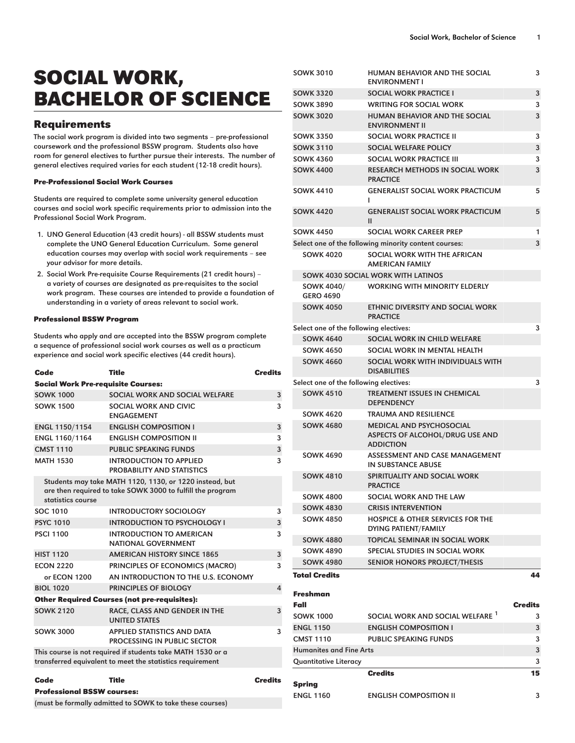# SOCIAL WORK, BACHELOR OF SCIENCE

## Requirements

The social work program is divided into two segments – pre-professional coursework and the professional BSSW program. Students also have room for general electives to further pursue their interests. The number of general electives required varies for each student (12-18 credit hours).

### Pre-Professional Social Work Courses

Students are required to complete some university general education courses and social work specific requirements prior to admission into the Professional Social Work Program.

1. UNO General Education (43 credit hours) - all BSSW students must complete the UNO General Education Curriculum. Some general education courses may overlap with social work requirements – see your advisor for more details.
2. Social Work Pre-requisite Course Requirements (21 credit hours) – a variety of courses are designated as pre-requisites to the social work program. These courses are intended to provide a foundation of understanding in a variety of areas relevant to social work.

### Professional BSSW Program

Students who apply and are accepted into the BSSW program complete a sequence of professional social work courses as well as a practicum experience and social work specific electives (44 credit hours).

| Code | Title | Credits |
|---|---|---|
| **Social Work Pre-requisite Courses:** | | |
| SOWK 1000 | SOCIAL WORK AND SOCIAL WELFARE | 3 |
| SOWK 1500 | SOCIAL WORK AND CIVIC ENGAGEMENT | 3 |
| ENGL 1150/1154 | ENGLISH COMPOSITION I | 3 |
| ENGL 1160/1164 | ENGLISH COMPOSITION II | 3 |
| CMST 1110 | PUBLIC SPEAKING FUNDS | 3 |
| MATH 1530 | INTRODUCTION TO APPLIED PROBABILITY AND STATISTICS | 3 |
| Students may take MATH 1120, 1130, or 1220 instead, but are then required to take SOWK 3000 to fulfill the program statistics course | | |
| SOC 1010 | INTRODUCTORY SOCIOLOGY | 3 |
| PSYC 1010 | INTRODUCTION TO PSYCHOLOGY I | 3 |
| PSCI 1100 | INTRODUCTION TO AMERICAN NATIONAL GOVERNMENT | 3 |
| HIST 1120 | AMERICAN HISTORY SINCE 1865 | 3 |
| ECON 2220 | PRINCIPLES OF ECONOMICS (MACRO) | 3 |
| or ECON 1200 | AN INTRODUCTION TO THE U.S. ECONOMY | |
| BIOL 1020 | PRINCIPLES OF BIOLOGY | 4 |
| **Other Required Courses (not pre-requisites):** | | |
| SOWK 2120 | RACE, CLASS AND GENDER IN THE UNITED STATES | 3 |
| SOWK 3000 | APPLIED STATISTICS AND DATA PROCESSING IN PUBLIC SECTOR | 3 |
| This course is not required if students take MATH 1530 or a transferred equivalent to meet the statistics requirement | | |

| Code | Title | Credits |
|---|---|---|
| **Professional BSSW courses:** | | |
| (must be formally admitted to SOWK to take these courses) | | |
| SOWK 3010 | HUMAN BEHAVIOR AND THE SOCIAL ENVIRONMENT I | 3 |
| SOWK 3320 | SOCIAL WORK PRACTICE I | 3 |
| SOWK 3890 | WRITING FOR SOCIAL WORK | 3 |
| SOWK 3020 | HUMAN BEHAVIOR AND THE SOCIAL ENVIRONMENT II | 3 |
| SOWK 3350 | SOCIAL WORK PRACTICE II | 3 |
| SOWK 3110 | SOCIAL WELFARE POLICY | 3 |
| SOWK 4360 | SOCIAL WORK PRACTICE III | 3 |
| SOWK 4400 | RESEARCH METHODS IN SOCIAL WORK PRACTICE | 3 |
| SOWK 4410 | GENERALIST SOCIAL WORK PRACTICUM I | 5 |
| SOWK 4420 | GENERALIST SOCIAL WORK PRACTICUM II | 5 |
| SOWK 4450 | SOCIAL WORK CAREER PREP | 1 |
| Select one of the following minority content courses: | | 3 |
| SOWK 4020 | SOCIAL WORK WITH THE AFRICAN AMERICAN FAMILY | |
| SOWK 4030 SOCIAL WORK WITH LATINOS | | |
| SOWK 4040/ GERO 4690 | WORKING WITH MINORITY ELDERLY | |
| SOWK 4050 | ETHNIC DIVERSITY AND SOCIAL WORK PRACTICE | |
| Select one of the following electives: | | 3 |
| SOWK 4640 | SOCIAL WORK IN CHILD WELFARE | |
| SOWK 4650 | SOCIAL WORK IN MENTAL HEALTH | |
| SOWK 4660 | SOCIAL WORK WITH INDIVIDUALS WITH DISABILITIES | |
| Select one of the following electives: | | 3 |
| SOWK 4510 | TREATMENT ISSUES IN CHEMICAL DEPENDENCY | |
| SOWK 4620 | TRAUMA AND RESILIENCE | |
| SOWK 4680 | MEDICAL AND PSYCHOSOCIAL ASPECTS OF ALCOHOL/DRUG USE AND ADDICTION | |
| SOWK 4690 | ASSESSMENT AND CASE MANAGEMENT IN SUBSTANCE ABUSE | |
| SOWK 4810 | SPIRITUALITY AND SOCIAL WORK PRACTICE | |
| SOWK 4800 | SOCIAL WORK AND THE LAW | |
| SOWK 4830 | CRISIS INTERVENTION | |
| SOWK 4850 | HOSPICE & OTHER SERVICES FOR THE DYING PATIENT/FAMILY | |
| SOWK 4880 | TOPICAL SEMINAR IN SOCIAL WORK | |
| SOWK 4890 | SPECIAL STUDIES IN SOCIAL WORK | |
| SOWK 4980 | SENIOR HONORS PROJECT/THESIS | |
| **Total Credits** | | **44** |

| Freshman | | |
|---|---|---|
| **Fall** | | **Credits** |
| SOWK 1000 | SOCIAL WORK AND SOCIAL WELFARE [1] | 3 |
| ENGL 1150 | ENGLISH COMPOSITION I | 3 |
| CMST 1110 | PUBLIC SPEAKING FUNDS | 3 |
| Humanites and Fine Arts | | 3 |
| Quantitative Literacy | | 3 |
| | **Credits** | **15** |
| **Spring** | | |
| ENGL 1160 | ENGLISH COMPOSITION II | 3 |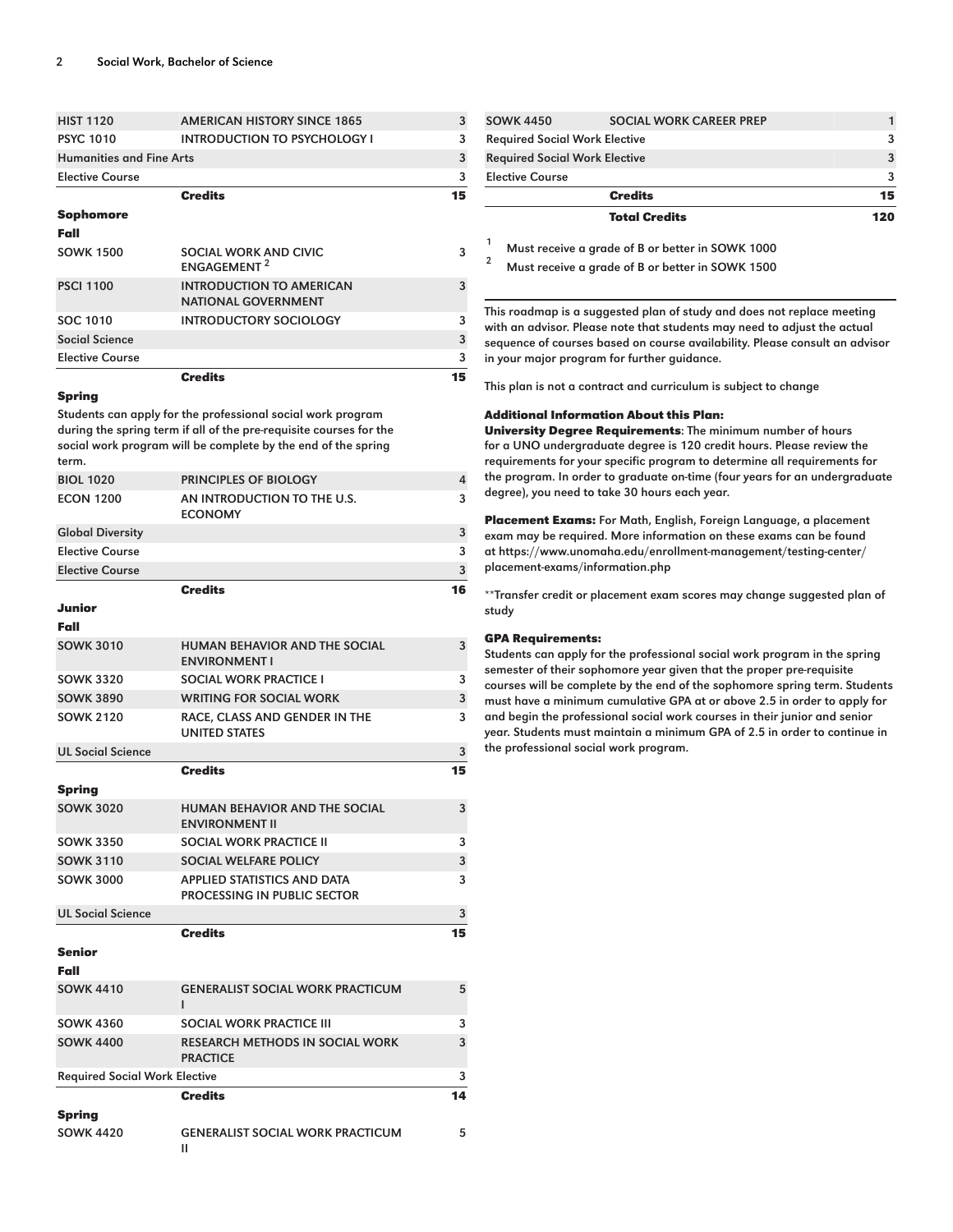| | | |
|---|---|---|
| HIST 1120 | AMERICAN HISTORY SINCE 1865 | 3 |
| PSYC 1010 | INTRODUCTION TO PSYCHOLOGY I | 3 |
| Humanities and Fine Arts | | 3 |
| Elective Course | | 3 |
| | **Credits** | **15** |

### Sophomore

#### Fall

| | | |
|---|---|---|
| SOWK 1500 | SOCIAL WORK AND CIVIC ENGAGEMENT [2] | 3 |
| PSCI 1100 | INTRODUCTION TO AMERICAN NATIONAL GOVERNMENT | 3 |
| SOC 1010 | INTRODUCTORY SOCIOLOGY | 3 |
| Social Science | | 3 |
| Elective Course | | 3 |
| | **Credits** | **15** |

#### Spring

Students can apply for the professional social work program during the spring term if all of the pre-requisite courses for the social work program will be complete by the end of the spring term.

| | | |
|---|---|---|
| BIOL 1020 | PRINCIPLES OF BIOLOGY | 4 |
| ECON 1200 | AN INTRODUCTION TO THE U.S. ECONOMY | 3 |
| Global Diversity | | 3 |
| Elective Course | | 3 |
| Elective Course | | 3 |
| | **Credits** | **16** |

### Junior

#### Fall

| | | |
|---|---|---|
| SOWK 3010 | HUMAN BEHAVIOR AND THE SOCIAL ENVIRONMENT I | 3 |
| SOWK 3320 | SOCIAL WORK PRACTICE I | 3 |
| SOWK 3890 | WRITING FOR SOCIAL WORK | 3 |
| SOWK 2120 | RACE, CLASS AND GENDER IN THE UNITED STATES | 3 |
| UL Social Science | | 3 |
| | **Credits** | **15** |

#### Spring

| | | |
|---|---|---|
| SOWK 3020 | HUMAN BEHAVIOR AND THE SOCIAL ENVIRONMENT II | 3 |
| SOWK 3350 | SOCIAL WORK PRACTICE II | 3 |
| SOWK 3110 | SOCIAL WELFARE POLICY | 3 |
| SOWK 3000 | APPLIED STATISTICS AND DATA PROCESSING IN PUBLIC SECTOR | 3 |
| UL Social Science | | 3 |
| | **Credits** | **15** |

### Senior

#### Fall

| | | |
|---|---|---|
| SOWK 4410 | GENERALIST SOCIAL WORK PRACTICUM I | 5 |
| SOWK 4360 | SOCIAL WORK PRACTICE III | 3 |
| SOWK 4400 | RESEARCH METHODS IN SOCIAL WORK PRACTICE | 3 |
| Required Social Work Elective | | 3 |
| | **Credits** | **14** |

#### Spring

| | | |
|---|---|---|
| SOWK 4420 | GENERALIST SOCIAL WORK PRACTICUM II | 5 |
| SOWK 4450 | SOCIAL WORK CAREER PREP | 1 |
| Required Social Work Elective | | 3 |
| Required Social Work Elective | | 3 |
| Elective Course | | 3 |
| | **Credits** | **15** |
| | **Total Credits** | **120** |

[1] Must receive a grade of B or better in SOWK 1000

[2] Must receive a grade of B or better in SOWK 1500

This roadmap is a suggested plan of study and does not replace meeting with an advisor. Please note that students may need to adjust the actual sequence of courses based on course availability. Please consult an advisor in your major program for further guidance.

This plan is not a contract and curriculum is subject to change

#### Additional Information About this Plan:

**University Degree Requirements**: The minimum number of hours for a UNO undergraduate degree is 120 credit hours. Please review the requirements for your specific program to determine all requirements for the program. In order to graduate on-time (four years for an undergraduate degree), you need to take 30 hours each year.

**Placement Exams:** For Math, English, Foreign Language, a placement exam may be required. More information on these exams can be found at https://www.unomaha.edu/enrollment-management/testing-center/placement-exams/information.php

**Transfer credit or placement exam scores may change suggested plan of study

#### GPA Requirements:

Students can apply for the professional social work program in the spring semester of their sophomore year given that the proper pre-requisite courses will be complete by the end of the sophomore spring term. Students must have a minimum cumulative GPA at or above 2.5 in order to apply for and begin the professional social work courses in their junior and senior year. Students must maintain a minimum GPA of 2.5 in order to continue in the professional social work program.